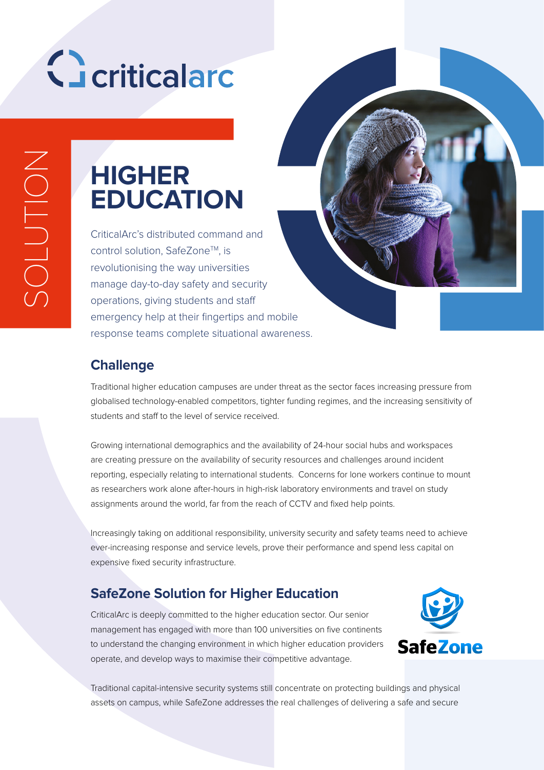criticalarc

SOLUTION

# HIGHER EDUCATION

CriticalArc's distributed command and control solution, SafeZone™, is revolutionising the way universities manage day-to-day safety and security operations, giving students and staff emergency help at their fingertips and mobile response teams complete situational awareness.

## Challenge

Traditional higher education campuses are under threat as the sector faces increasing pressure from globalised technology-enabled competitors, tighter funding regimes, and the increasing sensitivity of students and staff to the level of service received.

Growing international demographics and the availability of 24-hour social hubs and workspaces are creating pressure on the availability of security resources and challenges around incident reporting, especially relating to international students. Concerns for lone workers continue to mount as researchers work alone after-hours in high-risk laboratory environments and travel on study assignments around the world, far from the reach of CCTV and fixed help points.

Increasingly taking on additional responsibility, university security and safety teams need to achieve ever-increasing response and service levels, prove their performance and spend less capital on expensive fixed security infrastructure.

## SafeZone Solution for Higher Education

CriticalArc is deeply committed to the higher education sector. Our senior management has engaged with more than 100 universities on five continents to understand the changing environment in which higher education providers operate, and develop ways to maximise their competitive advantage.

SafeZone

Traditional capital-intensive security systems still concentrate on protecting buildings and physical assets on campus, while SafeZone addresses the real challenges of delivering a safe and secure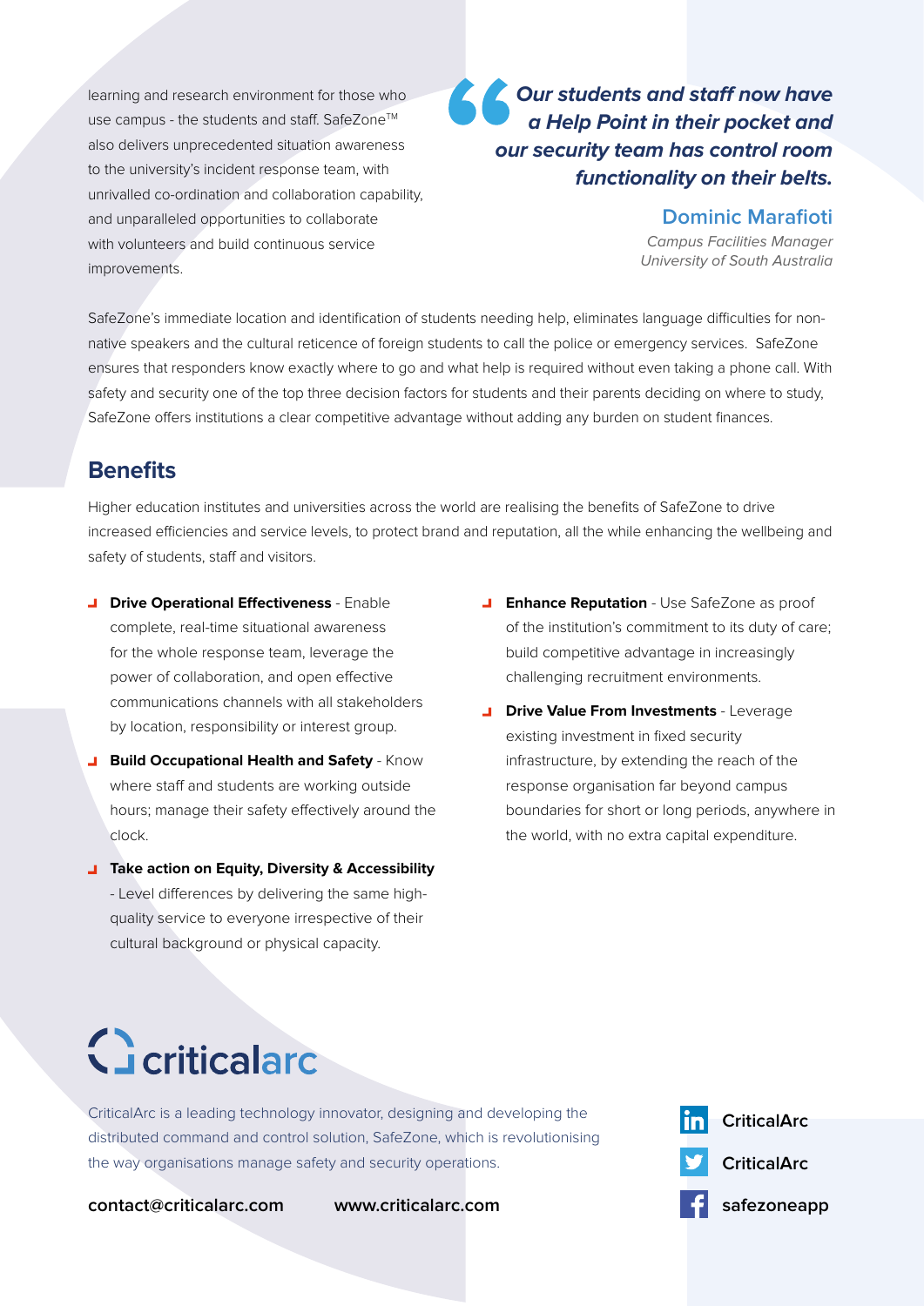learning and research environment for those who use campus - the students and staff. SafeZone™ also delivers unprecedented situation awareness to the university's incident response team, with unrivalled co-ordination and collaboration capability, and unparalleled opportunities to collaborate with volunteers and build continuous service improvements.

> ***Our students and staff now have a Help Point in their pocket and our security team has control room functionality on their belts.***
>
> **Dominic Marafioti**
> *Campus Facilities Manager*
> *University of South Australia*

SafeZone's immediate location and identification of students needing help, eliminates language difficulties for non-native speakers and the cultural reticence of foreign students to call the police or emergency services. SafeZone ensures that responders know exactly where to go and what help is required without even taking a phone call. With safety and security one of the top three decision factors for students and their parents deciding on where to study, SafeZone offers institutions a clear competitive advantage without adding any burden on student finances.

## Benefits

Higher education institutes and universities across the world are realising the benefits of SafeZone to drive increased efficiencies and service levels, to protect brand and reputation, all the while enhancing the wellbeing and safety of students, staff and visitors.

- **Drive Operational Effectiveness** - Enable complete, real-time situational awareness for the whole response team, leverage the power of collaboration, and open effective communications channels with all stakeholders by location, responsibility or interest group.
- **Build Occupational Health and Safety** - Know where staff and students are working outside hours; manage their safety effectively around the clock.
- **Take action on Equity, Diversity & Accessibility** - Level differences by delivering the same high-quality service to everyone irrespective of their cultural background or physical capacity.
- **Enhance Reputation** - Use SafeZone as proof of the institution's commitment to its duty of care; build competitive advantage in increasingly challenging recruitment environments.
- **Drive Value From Investments** - Leverage existing investment in fixed security infrastructure, by extending the reach of the response organisation far beyond campus boundaries for short or long periods, anywhere in the world, with no extra capital expenditure.

## criticalarc

CriticalArc is a leading technology innovator, designing and developing the distributed command and control solution, SafeZone, which is revolutionising the way organisations manage safety and security operations.

**contact@criticalarc.com** **www.criticalarc.com**

**CriticalArc**

**CriticalArc**

**safezoneapp**